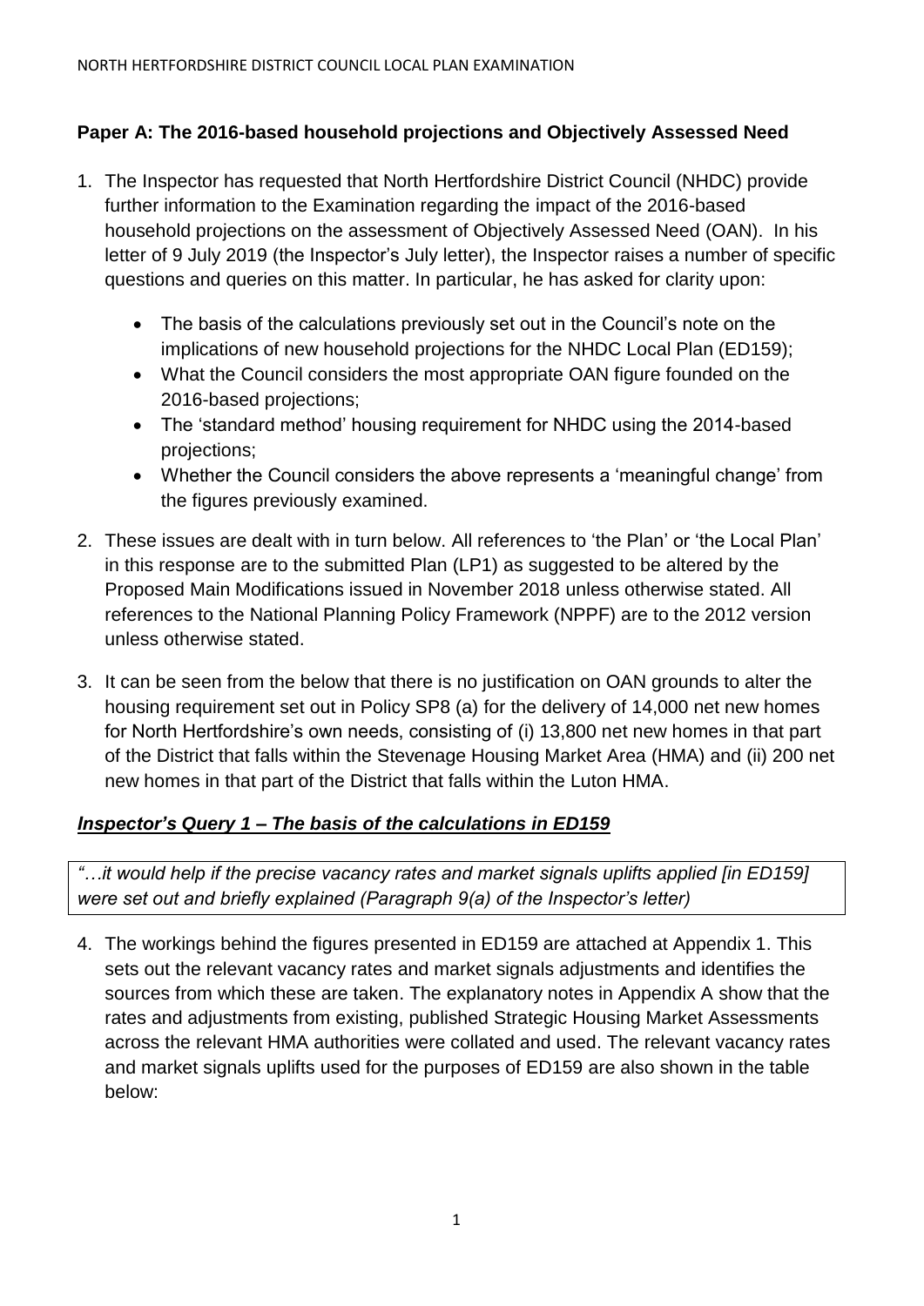## Paper A: The 2016-based household projections and Objectively Assessed Need

1. The Inspector has requested that North Hertfordshire District Council (NHDC) provide further information to the Examination regarding the impact of the 2016-based household projections on the assessment of Objectively Assessed Need (OAN). In his letter of 9 July 2019 (the Inspector's July letter), the Inspector raises a number of specific questions and queries on this matter. In particular, he has asked for clarity upon:
   - The basis of the calculations previously set out in the Council's note on the implications of new household projections for the NHDC Local Plan (ED159);
   - What the Council considers the most appropriate OAN figure founded on the 2016-based projections;
   - The 'standard method' housing requirement for NHDC using the 2014-based projections;
   - Whether the Council considers the above represents a 'meaningful change' from the figures previously examined.

2. These issues are dealt with in turn below. All references to 'the Plan' or 'the Local Plan' in this response are to the submitted Plan (LP1) as suggested to be altered by the Proposed Main Modifications issued in November 2018 unless otherwise stated. All references to the National Planning Policy Framework (NPPF) are to the 2012 version unless otherwise stated.

3. It can be seen from the below that there is no justification on OAN grounds to alter the housing requirement set out in Policy SP8 (a) for the delivery of 14,000 net new homes for North Hertfordshire's own needs, consisting of (i) 13,800 net new homes in that part of the District that falls within the Stevenage Housing Market Area (HMA) and (ii) 200 net new homes in that part of the District that falls within the Luton HMA.

### ***Inspector's Query 1 – The basis of the calculations in ED159***

> *"…it would help if the precise vacancy rates and market signals uplifts applied [in ED159] were set out and briefly explained (Paragraph 9(a) of the Inspector's letter)*

4. The workings behind the figures presented in ED159 are attached at Appendix 1. This sets out the relevant vacancy rates and market signals adjustments and identifies the sources from which these are taken. The explanatory notes in Appendix A show that the rates and adjustments from existing, published Strategic Housing Market Assessments across the relevant HMA authorities were collated and used. The relevant vacancy rates and market signals uplifts used for the purposes of ED159 are also shown in the table below: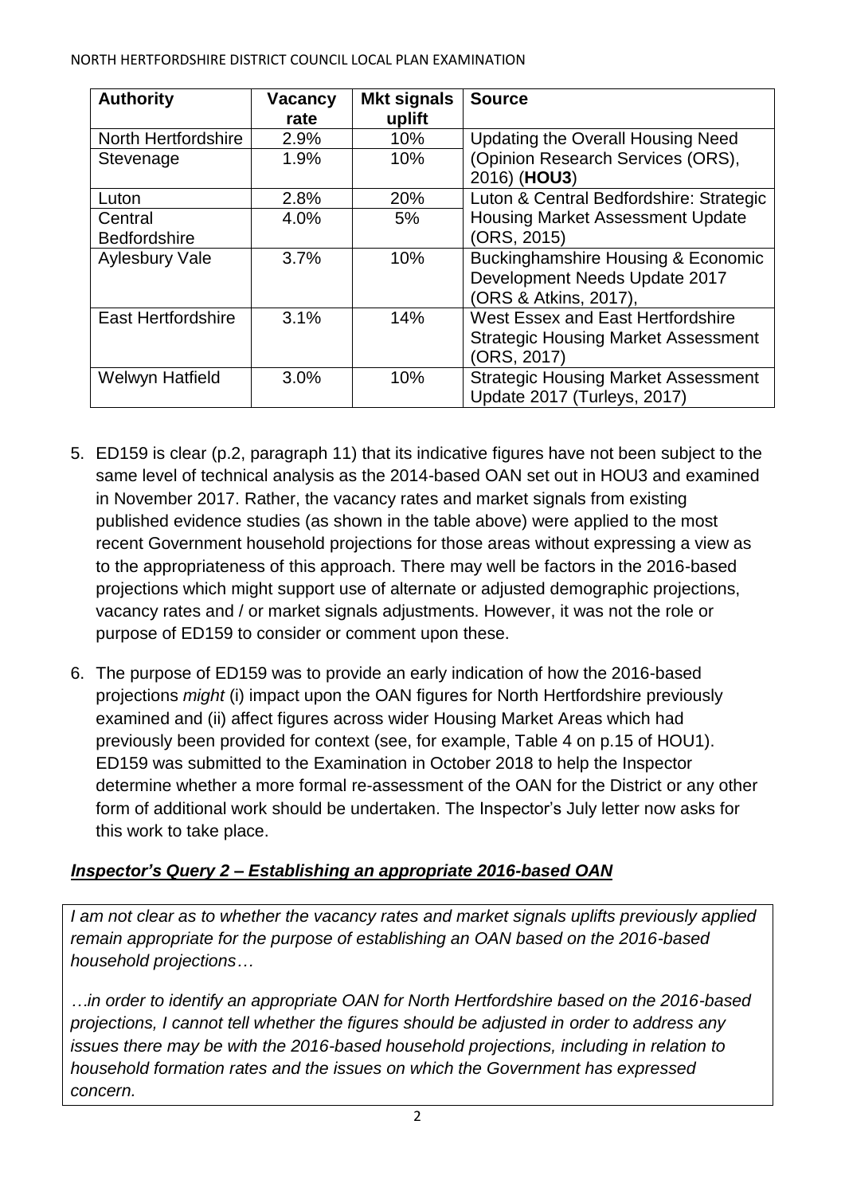| Authority | Vacancy rate | Mkt signals uplift | Source |
|---|---|---|---|
| North Hertfordshire | 2.9% | 10% | Updating the Overall Housing Need (Opinion Research Services (ORS), 2016) (**HOU3**) |
| Stevenage | 1.9% | 10% | |
| Luton | 2.8% | 20% | Luton & Central Bedfordshire: Strategic Housing Market Assessment Update (ORS, 2015) |
| Central Bedfordshire | 4.0% | 5% | |
| Aylesbury Vale | 3.7% | 10% | Buckinghamshire Housing & Economic Development Needs Update 2017 (ORS & Atkins, 2017), |
| East Hertfordshire | 3.1% | 14% | West Essex and East Hertfordshire Strategic Housing Market Assessment (ORS, 2017) |
| Welwyn Hatfield | 3.0% | 10% | Strategic Housing Market Assessment Update 2017 (Turleys, 2017) |

5. ED159 is clear (p.2, paragraph 11) that its indicative figures have not been subject to the same level of technical analysis as the 2014-based OAN set out in HOU3 and examined in November 2017. Rather, the vacancy rates and market signals from existing published evidence studies (as shown in the table above) were applied to the most recent Government household projections for those areas without expressing a view as to the appropriateness of this approach. There may well be factors in the 2016-based projections which might support use of alternate or adjusted demographic projections, vacancy rates and / or market signals adjustments. However, it was not the role or purpose of ED159 to consider or comment upon these.

6. The purpose of ED159 was to provide an early indication of how the 2016-based projections *might* (i) impact upon the OAN figures for North Hertfordshire previously examined and (ii) affect figures across wider Housing Market Areas which had previously been provided for context (see, for example, Table 4 on p.15 of HOU1). ED159 was submitted to the Examination in October 2018 to help the Inspector determine whether a more formal re-assessment of the OAN for the District or any other form of additional work should be undertaken. The Inspector's July letter now asks for this work to take place.

## ***Inspector's Query 2 – Establishing an appropriate 2016-based OAN***

*I am not clear as to whether the vacancy rates and market signals uplifts previously applied remain appropriate for the purpose of establishing an OAN based on the 2016-based household projections…*

*…in order to identify an appropriate OAN for North Hertfordshire based on the 2016-based projections, I cannot tell whether the figures should be adjusted in order to address any issues there may be with the 2016-based household projections, including in relation to household formation rates and the issues on which the Government has expressed concern.*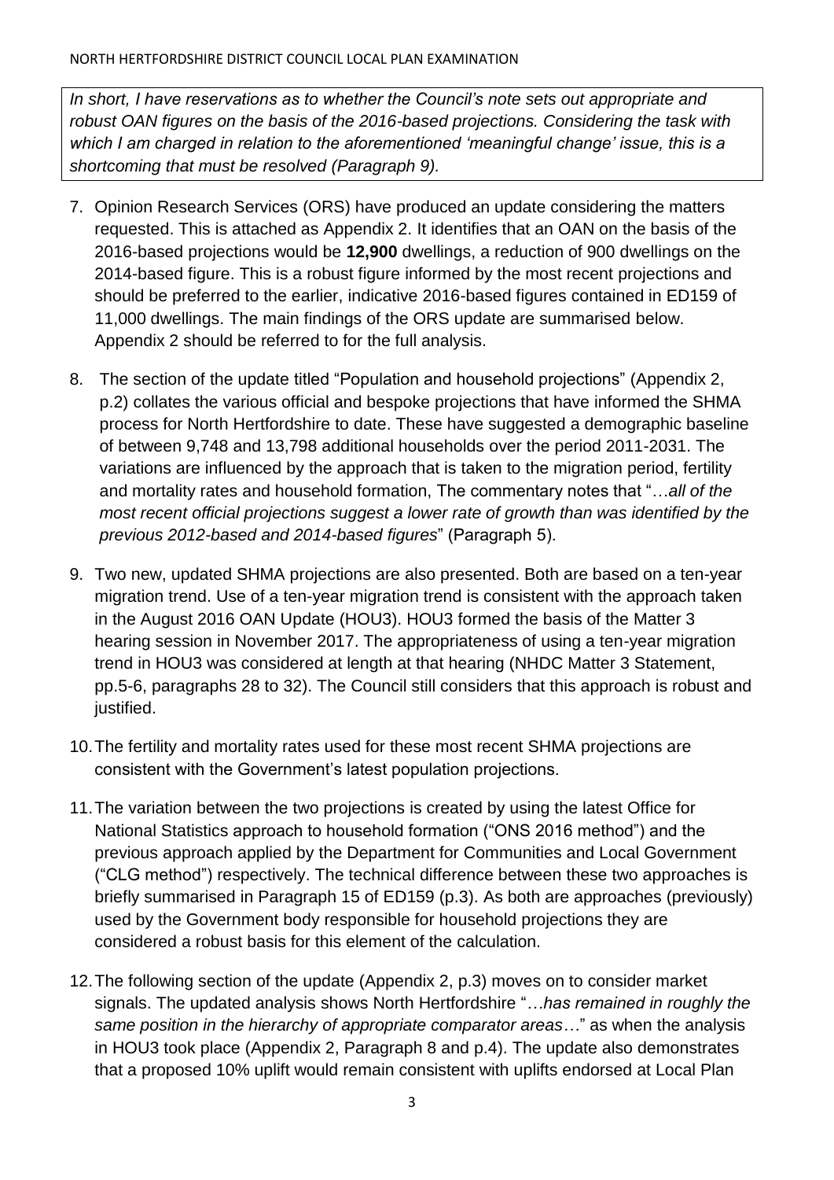*In short, I have reservations as to whether the Council's note sets out appropriate and robust OAN figures on the basis of the 2016-based projections. Considering the task with which I am charged in relation to the aforementioned 'meaningful change' issue, this is a shortcoming that must be resolved (Paragraph 9).*

7. Opinion Research Services (ORS) have produced an update considering the matters requested. This is attached as Appendix 2. It identifies that an OAN on the basis of the 2016-based projections would be **12,900** dwellings, a reduction of 900 dwellings on the 2014-based figure. This is a robust figure informed by the most recent projections and should be preferred to the earlier, indicative 2016-based figures contained in ED159 of 11,000 dwellings. The main findings of the ORS update are summarised below. Appendix 2 should be referred to for the full analysis.

8. The section of the update titled "Population and household projections" (Appendix 2, p.2) collates the various official and bespoke projections that have informed the SHMA process for North Hertfordshire to date. These have suggested a demographic baseline of between 9,748 and 13,798 additional households over the period 2011-2031. The variations are influenced by the approach that is taken to the migration period, fertility and mortality rates and household formation, The commentary notes that "…*all of the most recent official projections suggest a lower rate of growth than was identified by the previous 2012-based and 2014-based figures*" (Paragraph 5).

9. Two new, updated SHMA projections are also presented. Both are based on a ten-year migration trend. Use of a ten-year migration trend is consistent with the approach taken in the August 2016 OAN Update (HOU3). HOU3 formed the basis of the Matter 3 hearing session in November 2017. The appropriateness of using a ten-year migration trend in HOU3 was considered at length at that hearing (NHDC Matter 3 Statement, pp.5-6, paragraphs 28 to 32). The Council still considers that this approach is robust and justified.

10. The fertility and mortality rates used for these most recent SHMA projections are consistent with the Government's latest population projections.

11. The variation between the two projections is created by using the latest Office for National Statistics approach to household formation ("ONS 2016 method") and the previous approach applied by the Department for Communities and Local Government ("CLG method") respectively. The technical difference between these two approaches is briefly summarised in Paragraph 15 of ED159 (p.3). As both are approaches (previously) used by the Government body responsible for household projections they are considered a robust basis for this element of the calculation.

12. The following section of the update (Appendix 2, p.3) moves on to consider market signals. The updated analysis shows North Hertfordshire "*…has remained in roughly the same position in the hierarchy of appropriate comparator areas…*" as when the analysis in HOU3 took place (Appendix 2, Paragraph 8 and p.4). The update also demonstrates that a proposed 10% uplift would remain consistent with uplifts endorsed at Local Plan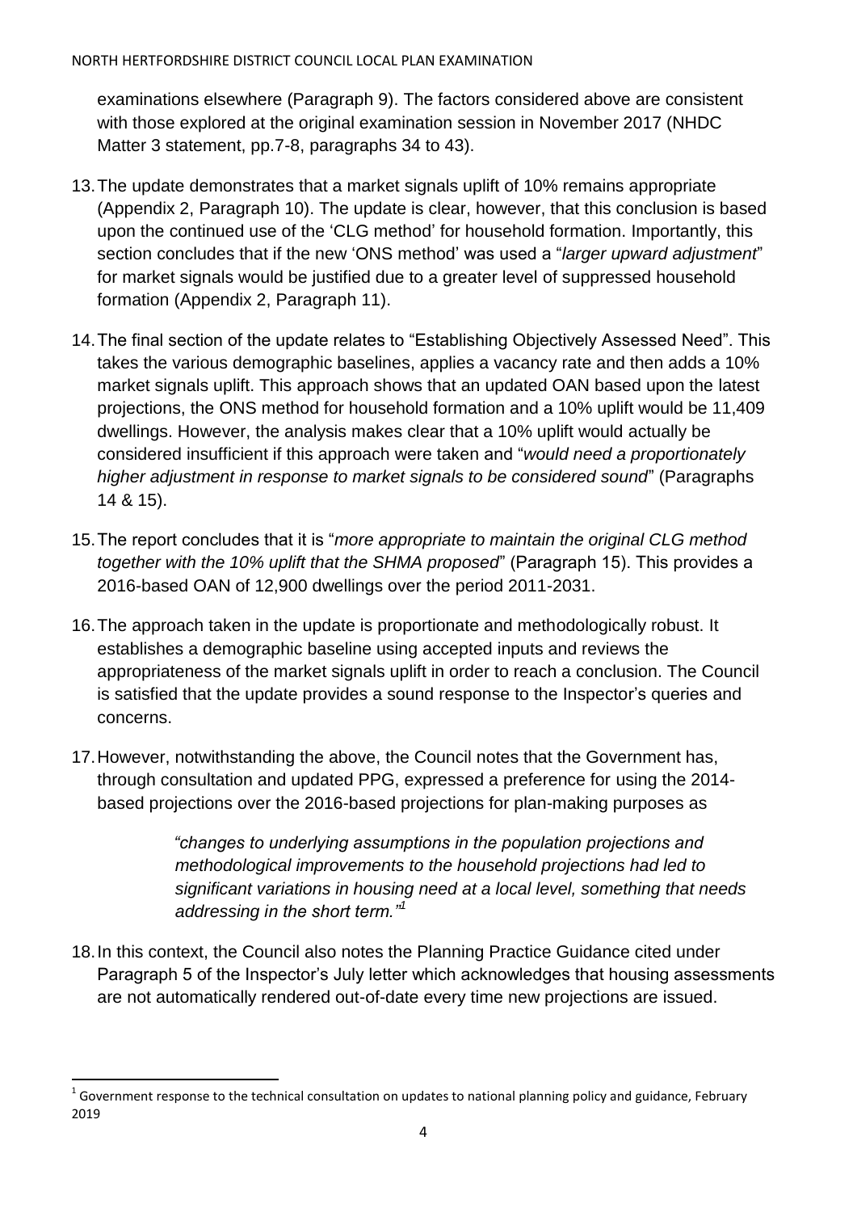examinations elsewhere (Paragraph 9). The factors considered above are consistent with those explored at the original examination session in November 2017 (NHDC Matter 3 statement, pp.7-8, paragraphs 34 to 43).

13. The update demonstrates that a market signals uplift of 10% remains appropriate (Appendix 2, Paragraph 10). The update is clear, however, that this conclusion is based upon the continued use of the 'CLG method' for household formation. Importantly, this section concludes that if the new 'ONS method' was used a "*larger upward adjustment*" for market signals would be justified due to a greater level of suppressed household formation (Appendix 2, Paragraph 11).

14. The final section of the update relates to "Establishing Objectively Assessed Need". This takes the various demographic baselines, applies a vacancy rate and then adds a 10% market signals uplift. This approach shows that an updated OAN based upon the latest projections, the ONS method for household formation and a 10% uplift would be 11,409 dwellings. However, the analysis makes clear that a 10% uplift would actually be considered insufficient if this approach were taken and "*would need a proportionately higher adjustment in response to market signals to be considered sound*" (Paragraphs 14 & 15).

15. The report concludes that it is "*more appropriate to maintain the original CLG method together with the 10% uplift that the SHMA proposed*" (Paragraph 15). This provides a 2016-based OAN of 12,900 dwellings over the period 2011-2031.

16. The approach taken in the update is proportionate and methodologically robust. It establishes a demographic baseline using accepted inputs and reviews the appropriateness of the market signals uplift in order to reach a conclusion. The Council is satisfied that the update provides a sound response to the Inspector's queries and concerns.

17. However, notwithstanding the above, the Council notes that the Government has, through consultation and updated PPG, expressed a preference for using the 2014-based projections over the 2016-based projections for plan-making purposes as

> *"changes to underlying assumptions in the population projections and methodological improvements to the household projections had led to significant variations in housing need at a local level, something that needs addressing in the short term."*[1]

18. In this context, the Council also notes the Planning Practice Guidance cited under Paragraph 5 of the Inspector's July letter which acknowledges that housing assessments are not automatically rendered out-of-date every time new projections are issued.

---

[1] Government response to the technical consultation on updates to national planning policy and guidance, February 2019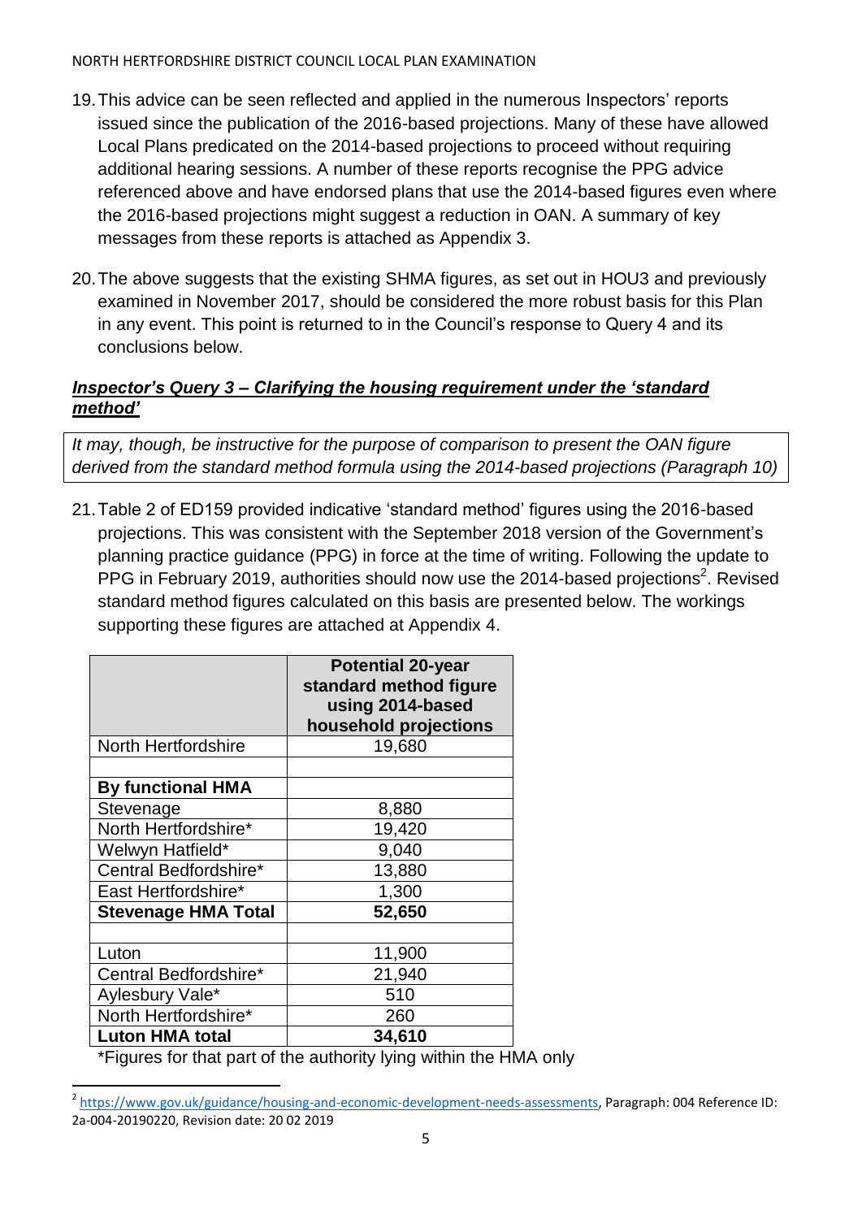19. This advice can be seen reflected and applied in the numerous Inspectors' reports issued since the publication of the 2016-based projections. Many of these have allowed Local Plans predicated on the 2014-based projections to proceed without requiring additional hearing sessions. A number of these reports recognise the PPG advice referenced above and have endorsed plans that use the 2014-based figures even where the 2016-based projections might suggest a reduction in OAN. A summary of key messages from these reports is attached as Appendix 3.

20. The above suggests that the existing SHMA figures, as set out in HOU3 and previously examined in November 2017, should be considered the more robust basis for this Plan in any event. This point is returned to in the Council's response to Query 4 and its conclusions below.

### ***Inspector's Query 3 – Clarifying the housing requirement under the 'standard method'***

*It may, though, be instructive for the purpose of comparison to present the OAN figure derived from the standard method formula using the 2014-based projections (Paragraph 10)*

21. Table 2 of ED159 provided indicative 'standard method' figures using the 2016-based projections. This was consistent with the September 2018 version of the Government's planning practice guidance (PPG) in force at the time of writing. Following the update to PPG in February 2019, authorities should now use the 2014-based projections[2]. Revised standard method figures calculated on this basis are presented below. The workings supporting these figures are attached at Appendix 4.

| | **Potential 20-year standard method figure using 2014-based household projections** |
|---|---|
| North Hertfordshire | 19,680 |
| | |
| **By functional HMA** | |
| Stevenage | 8,880 |
| North Hertfordshire* | 19,420 |
| Welwyn Hatfield* | 9,040 |
| Central Bedfordshire* | 13,880 |
| East Hertfordshire* | 1,300 |
| **Stevenage HMA Total** | **52,650** |
| | |
| Luton | 11,900 |
| Central Bedfordshire* | 21,940 |
| Aylesbury Vale* | 510 |
| North Hertfordshire* | 260 |
| **Luton HMA total** | **34,610** |

*Figures for that part of the authority lying within the HMA only

[2] https://www.gov.uk/guidance/housing-and-economic-development-needs-assessments, Paragraph: 004 Reference ID: 2a-004-20190220, Revision date: 20 02 2019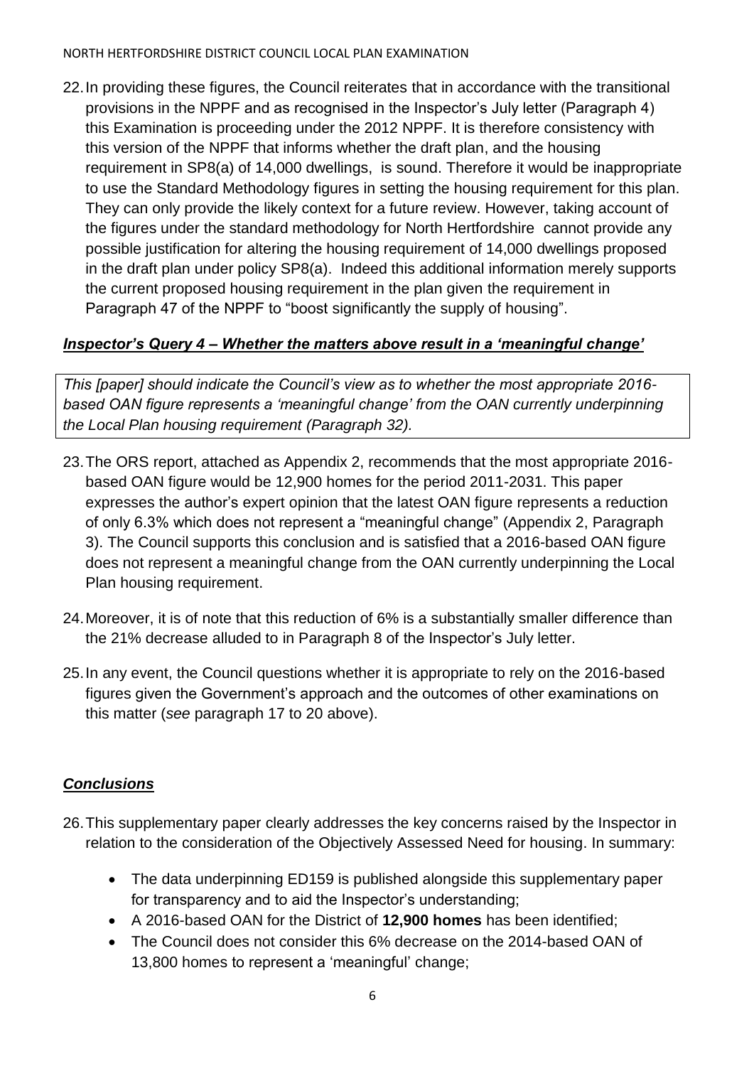22. In providing these figures, the Council reiterates that in accordance with the transitional provisions in the NPPF and as recognised in the Inspector's July letter (Paragraph 4) this Examination is proceeding under the 2012 NPPF. It is therefore consistency with this version of the NPPF that informs whether the draft plan, and the housing requirement in SP8(a) of 14,000 dwellings, is sound. Therefore it would be inappropriate to use the Standard Methodology figures in setting the housing requirement for this plan. They can only provide the likely context for a future review. However, taking account of the figures under the standard methodology for North Hertfordshire cannot provide any possible justification for altering the housing requirement of 14,000 dwellings proposed in the draft plan under policy SP8(a). Indeed this additional information merely supports the current proposed housing requirement in the plan given the requirement in Paragraph 47 of the NPPF to "boost significantly the supply of housing".

***Inspector's Query 4 – Whether the matters above result in a 'meaningful change'***

*This [paper] should indicate the Council's view as to whether the most appropriate 2016-based OAN figure represents a 'meaningful change' from the OAN currently underpinning the Local Plan housing requirement (Paragraph 32).*

23. The ORS report, attached as Appendix 2, recommends that the most appropriate 2016-based OAN figure would be 12,900 homes for the period 2011-2031. This paper expresses the author's expert opinion that the latest OAN figure represents a reduction of only 6.3% which does not represent a "meaningful change" (Appendix 2, Paragraph 3). The Council supports this conclusion and is satisfied that a 2016-based OAN figure does not represent a meaningful change from the OAN currently underpinning the Local Plan housing requirement.

24. Moreover, it is of note that this reduction of 6% is a substantially smaller difference than the 21% decrease alluded to in Paragraph 8 of the Inspector's July letter.

25. In any event, the Council questions whether it is appropriate to rely on the 2016-based figures given the Government's approach and the outcomes of other examinations on this matter (*see* paragraph 17 to 20 above).

***Conclusions***

26. This supplementary paper clearly addresses the key concerns raised by the Inspector in relation to the consideration of the Objectively Assessed Need for housing. In summary:

- The data underpinning ED159 is published alongside this supplementary paper for transparency and to aid the Inspector's understanding;
- A 2016-based OAN for the District of **12,900 homes** has been identified;
- The Council does not consider this 6% decrease on the 2014-based OAN of 13,800 homes to represent a 'meaningful' change;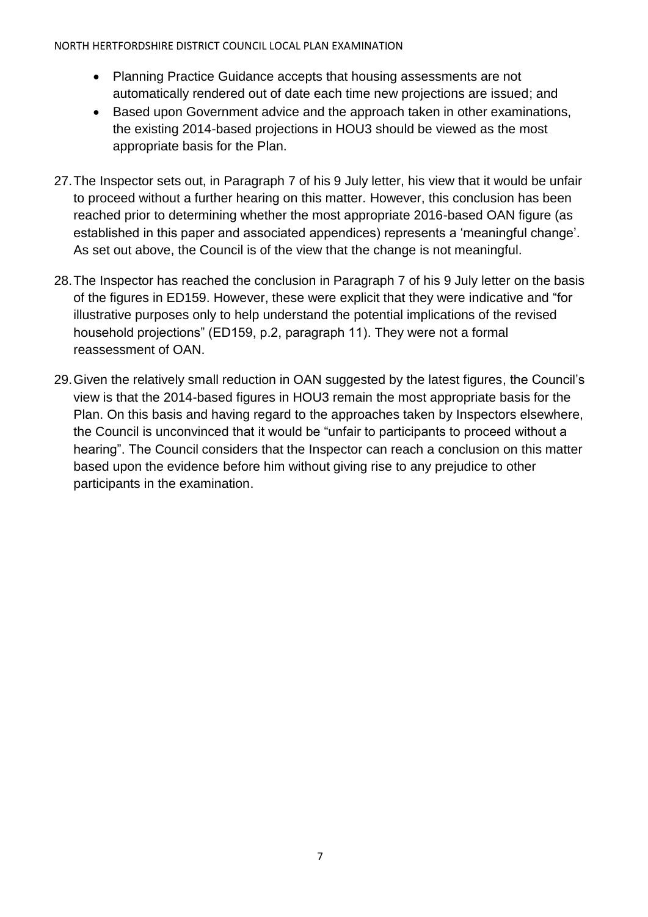- Planning Practice Guidance accepts that housing assessments are not automatically rendered out of date each time new projections are issued; and
- Based upon Government advice and the approach taken in other examinations, the existing 2014-based projections in HOU3 should be viewed as the most appropriate basis for the Plan.

27. The Inspector sets out, in Paragraph 7 of his 9 July letter, his view that it would be unfair to proceed without a further hearing on this matter. However, this conclusion has been reached prior to determining whether the most appropriate 2016-based OAN figure (as established in this paper and associated appendices) represents a 'meaningful change'. As set out above, the Council is of the view that the change is not meaningful.

28. The Inspector has reached the conclusion in Paragraph 7 of his 9 July letter on the basis of the figures in ED159. However, these were explicit that they were indicative and "for illustrative purposes only to help understand the potential implications of the revised household projections" (ED159, p.2, paragraph 11). They were not a formal reassessment of OAN.

29. Given the relatively small reduction in OAN suggested by the latest figures, the Council's view is that the 2014-based figures in HOU3 remain the most appropriate basis for the Plan. On this basis and having regard to the approaches taken by Inspectors elsewhere, the Council is unconvinced that it would be "unfair to participants to proceed without a hearing". The Council considers that the Inspector can reach a conclusion on this matter based upon the evidence before him without giving rise to any prejudice to other participants in the examination.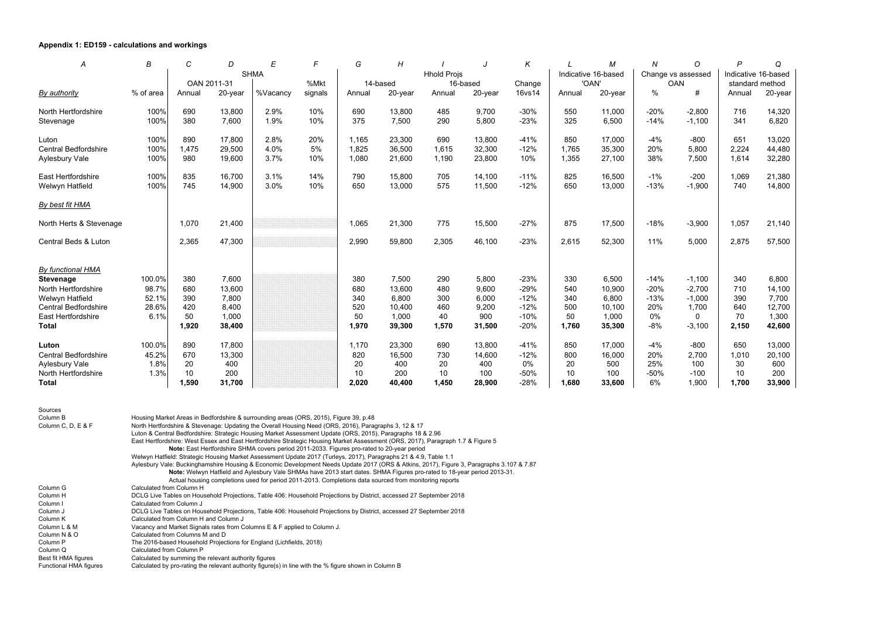**Appendix 1: ED159 - calculations and workings**

| *A* | *B* | *C* | *D* | *E* | *F* | *G* | *H* | *I* | *J* | *K* | *L* | *M* | *N* | *O* | *P* | *Q* |
|---|---|---|---|---|---|---|---|---|---|---|---|---|---|---|---|---|
| | | SHMA | | | | Hhold Projs | | | | | Indicative 16-based 'OAN' | | Change vs assessed OAN | | Indicative 16-based standard method | |
| | | OAN 2011-31 | | | %Mkt | 14-based | | 16-based | | Change | | | | | | |
| *By authority* | % of area | Annual | 20-year | %Vacancy | signals | Annual | 20-year | Annual | 20-year | 16vs14 | Annual | 20-year | % | # | Annual | 20-year |
| North Hertfordshire | 100% | 690 | 13,800 | 2.9% | 10% | 690 | 13,800 | 485 | 9,700 | -30% | 550 | 11,000 | -20% | -2,800 | 716 | 14,320 |
| Stevenage | 100% | 380 | 7,600 | 1.9% | 10% | 375 | 7,500 | 290 | 5,800 | -23% | 325 | 6,500 | -14% | -1,100 | 341 | 6,820 |
| Luton | 100% | 890 | 17,800 | 2.8% | 20% | 1,165 | 23,300 | 690 | 13,800 | -41% | 850 | 17,000 | -4% | -800 | 651 | 13,020 |
| Central Bedfordshire | 100% | 1,475 | 29,500 | 4.0% | 5% | 1,825 | 36,500 | 1,615 | 32,300 | -12% | 1,765 | 35,300 | 20% | 5,800 | 2,224 | 44,480 |
| Aylesbury Vale | 100% | 980 | 19,600 | 3.7% | 10% | 1,080 | 21,600 | 1,190 | 23,800 | 10% | 1,355 | 27,100 | 38% | 7,500 | 1,614 | 32,280 |
| East Hertfordshire | 100% | 835 | 16,700 | 3.1% | 14% | 790 | 15,800 | 705 | 14,100 | -11% | 825 | 16,500 | -1% | -200 | 1,069 | 21,380 |
| Welwyn Hatfield | 100% | 745 | 14,900 | 3.0% | 10% | 650 | 13,000 | 575 | 11,500 | -12% | 650 | 13,000 | -13% | -1,900 | 740 | 14,800 |
| *By best fit HMA* | | | | | | | | | | | | | | | | |
| North Herts & Stevenage | | 1,070 | 21,400 | | | 1,065 | 21,300 | 775 | 15,500 | -27% | 875 | 17,500 | -18% | -3,900 | 1,057 | 21,140 |
| Central Beds & Luton | | 2,365 | 47,300 | | | 2,990 | 59,800 | 2,305 | 46,100 | -23% | 2,615 | 52,300 | 11% | 5,000 | 2,875 | 57,500 |
| *By functional HMA* | | | | | | | | | | | | | | | | |
| **Stevenage** | 100.0% | 380 | 7,600 | | | 380 | 7,500 | 290 | 5,800 | -23% | 330 | 6,500 | -14% | -1,100 | 340 | 6,800 |
| North Hertfordshire | 98.7% | 680 | 13,600 | | | 680 | 13,600 | 480 | 9,600 | -29% | 540 | 10,900 | -20% | -2,700 | 710 | 14,100 |
| Welwyn Hatfield | 52.1% | 390 | 7,800 | | | 340 | 6,800 | 300 | 6,000 | -12% | 340 | 6,800 | -13% | -1,000 | 390 | 7,700 |
| Central Bedfordshire | 28.6% | 420 | 8,400 | | | 520 | 10,400 | 460 | 9,200 | -12% | 500 | 10,100 | 20% | 1,700 | 640 | 12,700 |
| East Hertfordshire | 6.1% | 50 | 1,000 | | | 50 | 1,000 | 40 | 900 | -10% | 50 | 1,000 | 0% | 0 | 70 | 1,300 |
| **Total** | | **1,920** | **38,400** | | | **1,970** | **39,300** | **1,570** | **31,500** | -20% | **1,760** | **35,300** | -8% | -3,100 | **2,150** | **42,600** |
| **Luton** | 100.0% | 890 | 17,800 | | | 1,170 | 23,300 | 690 | 13,800 | -41% | 850 | 17,000 | -4% | -800 | 650 | 13,000 |
| Central Bedfordshire | 45.2% | 670 | 13,300 | | | 820 | 16,500 | 730 | 14,600 | -12% | 800 | 16,000 | 20% | 2,700 | 1,010 | 20,100 |
| Aylesbury Vale | 1.8% | 20 | 400 | | | 20 | 400 | 20 | 400 | 0% | 20 | 500 | 25% | 100 | 30 | 600 |
| North Hertfordshire | 1.3% | 10 | 200 | | | 10 | 200 | 10 | 100 | -50% | 10 | 100 | -50% | -100 | 10 | 200 |
| **Total** | | **1,590** | **31,700** | | | **2,020** | **40,400** | **1,450** | **28,900** | -28% | **1,680** | **33,600** | 6% | 1,900 | **1,700** | **33,900** |

Sources

| | |
|---|---|
| Column B | Housing Market Areas in Bedfordshire & surrounding areas (ORS, 2015), Figure 39, p.48 |
| Column C, D, E & F | North Hertfordshire & Stevenage: Updating the Overall Housing Need (ORS, 2016), Paragraphs 3, 12 & 17 |
| | Luton & Central Bedfordshire: Strategic Housing Market Assessment Update (ORS, 2015), Paragraphs 18 & 2.96 |
| | East Hertfordshire: West Essex and East Hertfordshire Strategic Housing Market Assessment (ORS, 2017), Paragraph 1.7 & Figure 5 |
| | **Note:** East Hertfordshire SHMA covers period 2011-2033. Figures pro-rated to 20-year period |
| | Welwyn Hatfield: Strategic Housing Market Assessment Update 2017 (Turleys, 2017), Paragraphs 21 & 4.9, Table 1.1 |
| | Aylesbury Vale: Buckinghamshire Housing & Economic Development Needs Update 2017 (ORS & Atkins, 2017), Figure 3, Paragraphs 3.107 & 7.87 |
| | **Note:** Welwyn Hatfield and Aylesbury Vale SHMAs have 2013 start dates. SHMA Figures pro-rated to 18-year period 2013-31. |
| | Actual housing completions used for period 2011-2013. Completions data sourced from monitoring reports |
| Column G | Calculated from Column H |
| Column H | DCLG Live Tables on Household Projections, Table 406: Household Projections by District, accessed 27 September 2018 |
| Column I | Calculated from Column J |
| Column J | DCLG Live Tables on Household Projections, Table 406: Household Projections by District, accessed 27 September 2018 |
| Column K | Calculated from Column H and Column J |
| Column L & M | Vacancy and Market Signals rates from Columns E & F applied to Column J. |
| Column N & O | Calculated from Columns M and D |
| Column P | The 2016-based Household Projections for England (Lichfields, 2018) |
| Column Q | Calculated from Column P |
| Best fit HMA figures | Calculated by summing the relevant authority figures |
| Functional HMA figures | Calculated by pro-rating the relevant authority figure(s) in line with the % figure shown in Column B |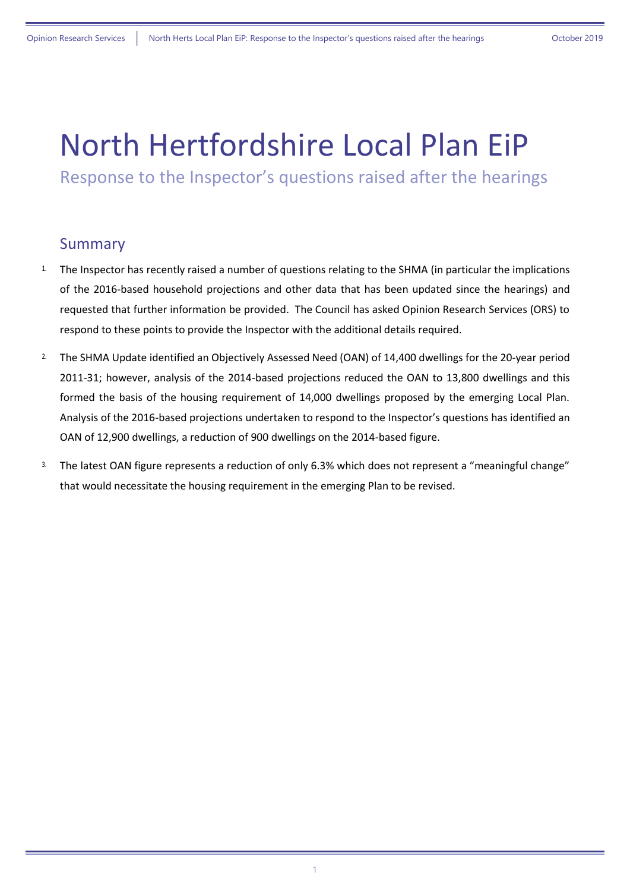# North Hertfordshire Local Plan EiP

Response to the Inspector's questions raised after the hearings

## Summary

1. The Inspector has recently raised a number of questions relating to the SHMA (in particular the implications of the 2016-based household projections and other data that has been updated since the hearings) and requested that further information be provided. The Council has asked Opinion Research Services (ORS) to respond to these points to provide the Inspector with the additional details required.

2. The SHMA Update identified an Objectively Assessed Need (OAN) of 14,400 dwellings for the 20-year period 2011-31; however, analysis of the 2014-based projections reduced the OAN to 13,800 dwellings and this formed the basis of the housing requirement of 14,000 dwellings proposed by the emerging Local Plan. Analysis of the 2016-based projections undertaken to respond to the Inspector's questions has identified an OAN of 12,900 dwellings, a reduction of 900 dwellings on the 2014-based figure.

3. The latest OAN figure represents a reduction of only 6.3% which does not represent a "meaningful change" that would necessitate the housing requirement in the emerging Plan to be revised.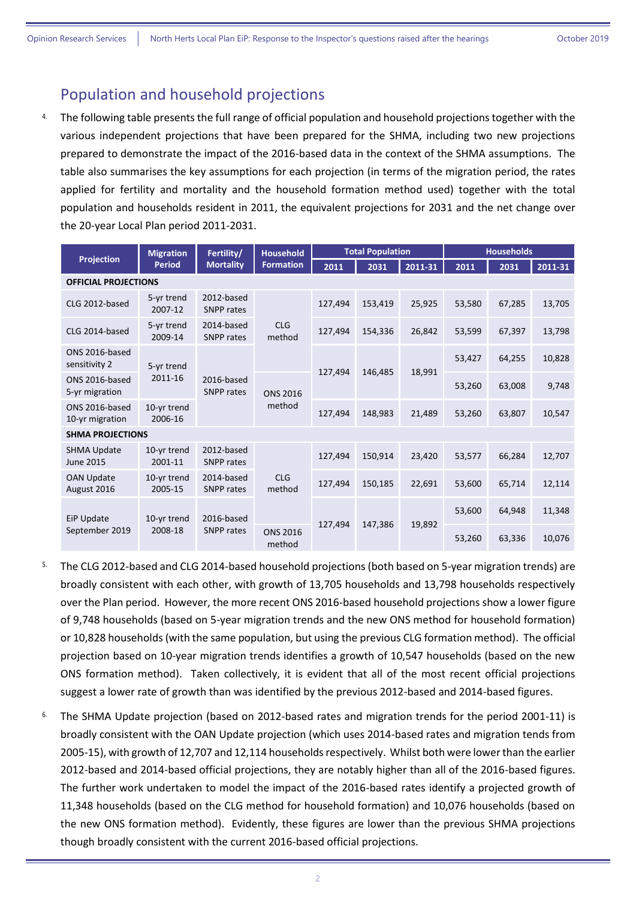## Population and household projections

4. The following table presents the full range of official population and household projections together with the various independent projections that have been prepared for the SHMA, including two new projections prepared to demonstrate the impact of the 2016-based data in the context of the SHMA assumptions. The table also summarises the key assumptions for each projection (in terms of the migration period, the rates applied for fertility and mortality and the household formation method used) together with the total population and households resident in 2011, the equivalent projections for 2031 and the net change over the 20-year Local Plan period 2011-2031.

| Projection | Migration Period | Fertility/ Mortality | Household Formation | Total Population | | | Households | | |
|---|---|---|---|---|---|---|---|---|---|
| | | | | 2011 | 2031 | 2011-31 | 2011 | 2031 | 2011-31 |
| **OFFICIAL PROJECTIONS** | | | | | | | | | |
| CLG 2012-based | 5-yr trend 2007-12 | 2012-based SNPP rates | CLG method | 127,494 | 153,419 | 25,925 | 53,580 | 67,285 | 13,705 |
| CLG 2014-based | 5-yr trend 2009-14 | 2014-based SNPP rates | CLG method | 127,494 | 154,336 | 26,842 | 53,599 | 67,397 | 13,798 |
| ONS 2016-based sensitivity 2 | 5-yr trend 2011-16 | 2016-based SNPP rates | CLG method | 127,494 | 146,485 | 18,991 | 53,427 | 64,255 | 10,828 |
| ONS 2016-based 5-yr migration | 5-yr trend 2011-16 | 2016-based SNPP rates | ONS 2016 method | 127,494 | 146,485 | 18,991 | 53,260 | 63,008 | 9,748 |
| ONS 2016-based 10-yr migration | 10-yr trend 2006-16 | 2016-based SNPP rates | ONS 2016 method | 127,494 | 148,983 | 21,489 | 53,260 | 63,807 | 10,547 |
| **SHMA PROJECTIONS** | | | | | | | | | |
| SHMA Update June 2015 | 10-yr trend 2001-11 | 2012-based SNPP rates | CLG method | 127,494 | 150,914 | 23,420 | 53,577 | 66,284 | 12,707 |
| OAN Update August 2016 | 10-yr trend 2005-15 | 2014-based SNPP rates | CLG method | 127,494 | 150,185 | 22,691 | 53,600 | 65,714 | 12,114 |
| EiP Update September 2019 | 10-yr trend 2008-18 | 2016-based SNPP rates | CLG method | 127,494 | 147,386 | 19,892 | 53,600 | 64,948 | 11,348 |
| EiP Update September 2019 | 10-yr trend 2008-18 | 2016-based SNPP rates | ONS 2016 method | 127,494 | 147,386 | 19,892 | 53,260 | 63,336 | 10,076 |

5. The CLG 2012-based and CLG 2014-based household projections (both based on 5-year migration trends) are broadly consistent with each other, with growth of 13,705 households and 13,798 households respectively over the Plan period. However, the more recent ONS 2016-based household projections show a lower figure of 9,748 households (based on 5-year migration trends and the new ONS method for household formation) or 10,828 households (with the same population, but using the previous CLG formation method). The official projection based on 10-year migration trends identifies a growth of 10,547 households (based on the new ONS formation method). Taken collectively, it is evident that all of the most recent official projections suggest a lower rate of growth than was identified by the previous 2012-based and 2014-based figures.

6. The SHMA Update projection (based on 2012-based rates and migration trends for the period 2001-11) is broadly consistent with the OAN Update projection (which uses 2014-based rates and migration tends from 2005-15), with growth of 12,707 and 12,114 households respectively. Whilst both were lower than the earlier 2012-based and 2014-based official projections, they are notably higher than all of the 2016-based figures. The further work undertaken to model the impact of the 2016-based rates identify a projected growth of 11,348 households (based on the CLG method for household formation) and 10,076 households (based on the new ONS formation method). Evidently, these figures are lower than the previous SHMA projections though broadly consistent with the current 2016-based official projections.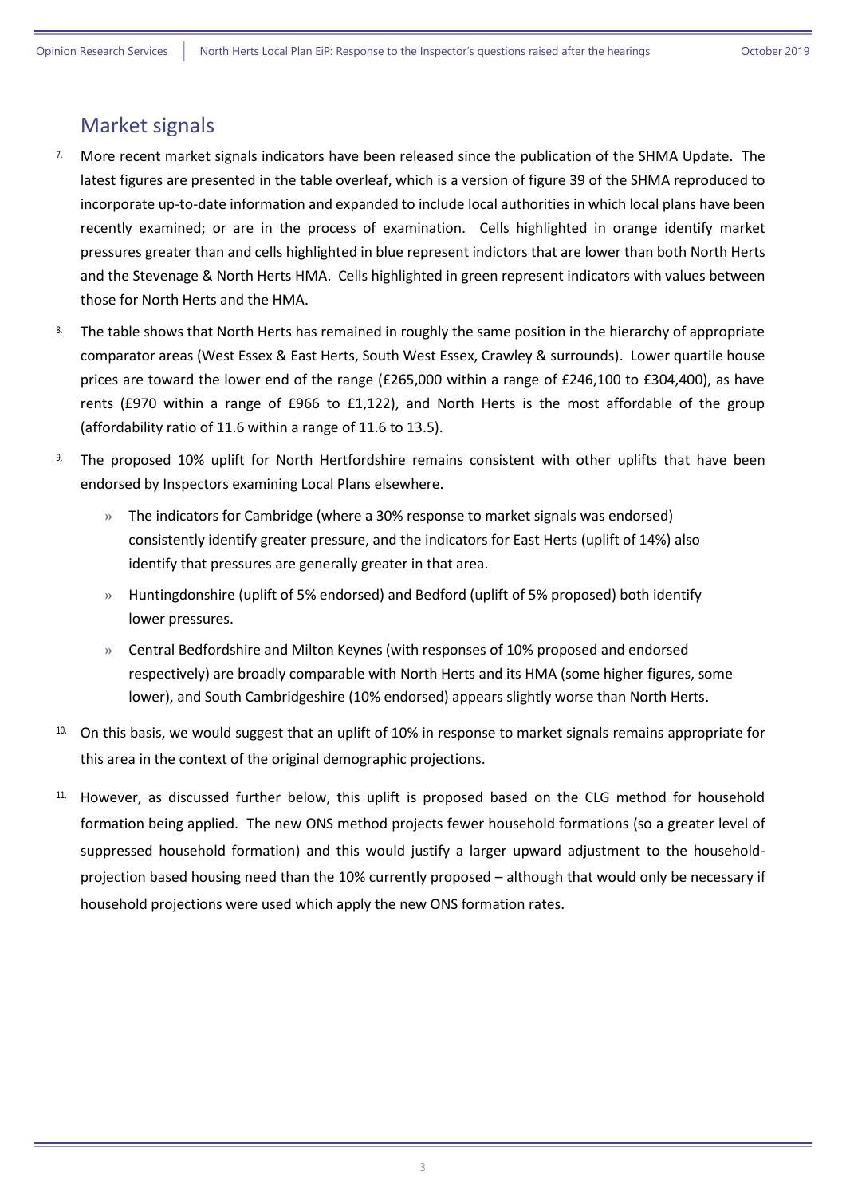## Market signals

7. More recent market signals indicators have been released since the publication of the SHMA Update. The latest figures are presented in the table overleaf, which is a version of figure 39 of the SHMA reproduced to incorporate up-to-date information and expanded to include local authorities in which local plans have been recently examined; or are in the process of examination. Cells highlighted in orange identify market pressures greater than and cells highlighted in blue represent indictors that are lower than both North Herts and the Stevenage & North Herts HMA. Cells highlighted in green represent indicators with values between those for North Herts and the HMA.

8. The table shows that North Herts has remained in roughly the same position in the hierarchy of appropriate comparator areas (West Essex & East Herts, South West Essex, Crawley & surrounds). Lower quartile house prices are toward the lower end of the range (£265,000 within a range of £246,100 to £304,400), as have rents (£970 within a range of £966 to £1,122), and North Herts is the most affordable of the group (affordability ratio of 11.6 within a range of 11.6 to 13.5).

9. The proposed 10% uplift for North Hertfordshire remains consistent with other uplifts that have been endorsed by Inspectors examining Local Plans elsewhere.

   - The indicators for Cambridge (where a 30% response to market signals was endorsed) consistently identify greater pressure, and the indicators for East Herts (uplift of 14%) also identify that pressures are generally greater in that area.
   - Huntingdonshire (uplift of 5% endorsed) and Bedford (uplift of 5% proposed) both identify lower pressures.
   - Central Bedfordshire and Milton Keynes (with responses of 10% proposed and endorsed respectively) are broadly comparable with North Herts and its HMA (some higher figures, some lower), and South Cambridgeshire (10% endorsed) appears slightly worse than North Herts.

10. On this basis, we would suggest that an uplift of 10% in response to market signals remains appropriate for this area in the context of the original demographic projections.

11. However, as discussed further below, this uplift is proposed based on the CLG method for household formation being applied. The new ONS method projects fewer household formations (so a greater level of suppressed household formation) and this would justify a larger upward adjustment to the household-projection based housing need than the 10% currently proposed – although that would only be necessary if household projections were used which apply the new ONS formation rates.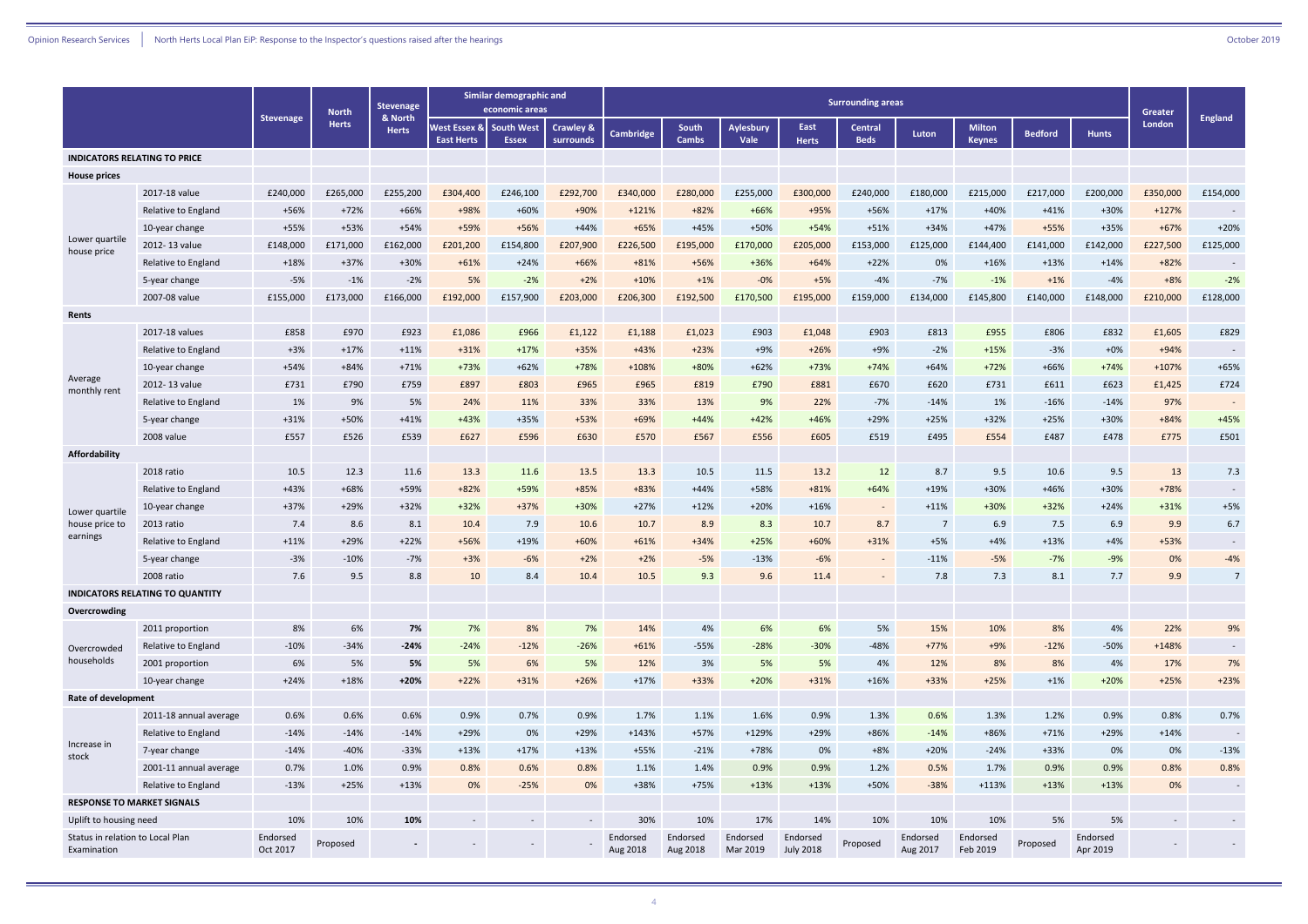| | | Stevenage | North Herts | Stevenage & North Herts | Similar demographic and economic areas | | | Surrounding areas | | | | | | | | | Greater London | England |
|---|---|---|---|---|---|---|---|---|---|---|---|---|---|---|---|---|---|---|
| | | | | | West Essex & East Herts | South West Essex | Crawley & surrounds | Cambridge | South Cambs | Aylesbury Vale | East Herts | Central Beds | Luton | Milton Keynes | Bedford | Hunts | | |
| **INDICATORS RELATING TO PRICE** | | | | | | | | | | | | | | | | | | |
| **House prices** | | | | | | | | | | | | | | | | | | |
| Lower quartile house price | 2017-18 value | £240,000 | £265,000 | £255,200 | £304,400 | £246,100 | £292,700 | £340,000 | £280,000 | £255,000 | £300,000 | £240,000 | £180,000 | £215,000 | £217,000 | £200,000 | £350,000 | £154,000 |
| | Relative to England | +56% | +72% | +66% | +98% | +60% | +90% | +121% | +82% | +66% | +95% | +56% | +17% | +40% | +41% | +30% | +127% | - |
| | 10-year change | +55% | +53% | +54% | +59% | +56% | +44% | +65% | +45% | +50% | +54% | +51% | +34% | +47% | +55% | +35% | +67% | +20% |
| | 2012- 13 value | £148,000 | £171,000 | £162,000 | £201,200 | £154,800 | £207,900 | £226,500 | £195,000 | £170,000 | £205,000 | £153,000 | £125,000 | £144,400 | £141,000 | £142,000 | £227,500 | £125,000 |
| | Relative to England | +18% | +37% | +30% | +61% | +24% | +66% | +81% | +56% | +36% | +64% | +22% | 0% | +16% | +13% | +14% | +82% | - |
| | 5-year change | -5% | -1% | -2% | 5% | -2% | +2% | +10% | +1% | -0% | +5% | -4% | -7% | -1% | +1% | -4% | +8% | -2% |
| | 2007-08 value | £155,000 | £173,000 | £166,000 | £192,000 | £157,900 | £203,000 | £206,300 | £192,500 | £170,500 | £195,000 | £159,000 | £134,000 | £145,800 | £140,000 | £148,000 | £210,000 | £128,000 |
| **Rents** | | | | | | | | | | | | | | | | | | |
| Average monthly rent | 2017-18 values | £858 | £970 | £923 | £1,086 | £966 | £1,122 | £1,188 | £1,023 | £903 | £1,048 | £903 | £813 | £955 | £806 | £832 | £1,605 | £829 |
| | Relative to England | +3% | +17% | +11% | +31% | +17% | +35% | +43% | +23% | +9% | +26% | +9% | -2% | +15% | -3% | +0% | +94% | - |
| | 10-year change | +54% | +84% | +71% | +73% | +62% | +78% | +108% | +80% | +62% | +73% | +74% | +64% | +72% | +66% | +74% | +107% | +65% |
| | 2012- 13 value | £731 | £790 | £759 | £897 | £803 | £965 | £965 | £819 | £790 | £881 | £670 | £620 | £731 | £611 | £623 | £1,425 | £724 |
| | Relative to England | 1% | 9% | 5% | 24% | 11% | 33% | 33% | 13% | 9% | 22% | -7% | -14% | 1% | -16% | -14% | 97% | - |
| | 5-year change | +31% | +50% | +41% | +43% | +35% | +53% | +69% | +44% | +42% | +46% | +29% | +25% | +32% | +25% | +30% | +84% | +45% |
| | 2008 value | £557 | £526 | £539 | £627 | £596 | £630 | £570 | £567 | £556 | £605 | £519 | £495 | £554 | £487 | £478 | £775 | £501 |
| **Affordability** | | | | | | | | | | | | | | | | | | |
| Lower quartile house price to earnings | 2018 ratio | 10.5 | 12.3 | 11.6 | 13.3 | 11.6 | 13.5 | 13.3 | 10.5 | 11.5 | 13.2 | 12 | 8.7 | 9.5 | 10.6 | 9.5 | 13 | 7.3 |
| | Relative to England | +43% | +68% | +59% | +82% | +59% | +85% | +83% | +44% | +58% | +81% | +64% | +19% | +30% | +46% | +30% | +78% | - |
| | 10-year change | +37% | +29% | +32% | +32% | +37% | +30% | +27% | +12% | +20% | +16% | - | +11% | +30% | +32% | +24% | +31% | +5% |
| | 2013 ratio | 7.4 | 8.6 | 8.1 | 10.4 | 7.9 | 10.6 | 10.7 | 8.9 | 8.3 | 10.7 | 8.7 | 7 | 6.9 | 7.5 | 6.9 | 9.9 | 6.7 |
| | Relative to England | +11% | +29% | +22% | +56% | +19% | +60% | +61% | +34% | +25% | +60% | +31% | +5% | +4% | +13% | +4% | +53% | - |
| | 5-year change | -3% | -10% | -7% | +3% | -6% | +2% | +2% | -5% | -13% | -6% | - | -11% | -5% | -7% | -9% | 0% | -4% |
| | 2008 ratio | 7.6 | 9.5 | 8.8 | 10 | 8.4 | 10.4 | 10.5 | 9.3 | 9.6 | 11.4 | - | 7.8 | 7.3 | 8.1 | 7.7 | 9.9 | 7 |
| **INDICATORS RELATING TO QUANTITY** | | | | | | | | | | | | | | | | | | |
| **Overcrowding** | | | | | | | | | | | | | | | | | | |
| Overcrowded households | 2011 proportion | 8% | 6% | **7%** | 7% | 8% | 7% | 14% | 4% | 6% | 6% | 5% | 15% | 10% | 8% | 4% | 22% | 9% |
| | Relative to England | -10% | -34% | **-24%** | -24% | -12% | -26% | +61% | -55% | -28% | -30% | -48% | +77% | +9% | -12% | -50% | +148% | - |
| | 2001 proportion | 6% | 5% | **5%** | 5% | 6% | 5% | 12% | 3% | 5% | 5% | 4% | 12% | 8% | 8% | 4% | 17% | 7% |
| | 10-year change | +24% | +18% | **+20%** | +22% | +31% | +26% | +17% | +33% | +20% | +31% | +16% | +33% | +25% | +1% | +20% | +25% | +23% |
| **Rate of development** | | | | | | | | | | | | | | | | | | |
| Increase in stock | 2011-18 annual average | 0.6% | 0.6% | 0.6% | 0.9% | 0.7% | 0.9% | 1.7% | 1.1% | 1.6% | 0.9% | 1.3% | 0.6% | 1.3% | 1.2% | 0.9% | 0.8% | 0.7% |
| | Relative to England | -14% | -14% | -14% | +29% | 0% | +29% | +143% | +57% | +129% | +29% | +86% | -14% | +86% | +71% | +29% | +14% | - |
| | 7-year change | -14% | -40% | -33% | +13% | +17% | +13% | +55% | -21% | +78% | 0% | +8% | +20% | -24% | +33% | 0% | 0% | -13% |
| | 2001-11 annual average | 0.7% | 1.0% | 0.9% | 0.8% | 0.6% | 0.8% | 1.1% | 1.4% | 0.9% | 0.9% | 1.2% | 0.5% | 1.7% | 0.9% | 0.9% | 0.8% | 0.8% |
| | Relative to England | -13% | +25% | +13% | 0% | -25% | 0% | +38% | +75% | +13% | +13% | +50% | -38% | +113% | +13% | +13% | 0% | - |
| **RESPONSE TO MARKET SIGNALS** | | | | | | | | | | | | | | | | | | |
| Uplift to housing need | | 10% | 10% | **10%** | - | - | - | 30% | 10% | 17% | 14% | 10% | 10% | 10% | 5% | 5% | - | - |
| Status in relation to Local Plan Examination | | Endorsed Oct 2017 | Proposed | - | - | - | - | Endorsed Aug 2018 | Endorsed Aug 2018 | Endorsed Mar 2019 | Endorsed July 2018 | Proposed | Endorsed Aug 2017 | Endorsed Feb 2019 | Proposed | Endorsed Apr 2019 | - | - |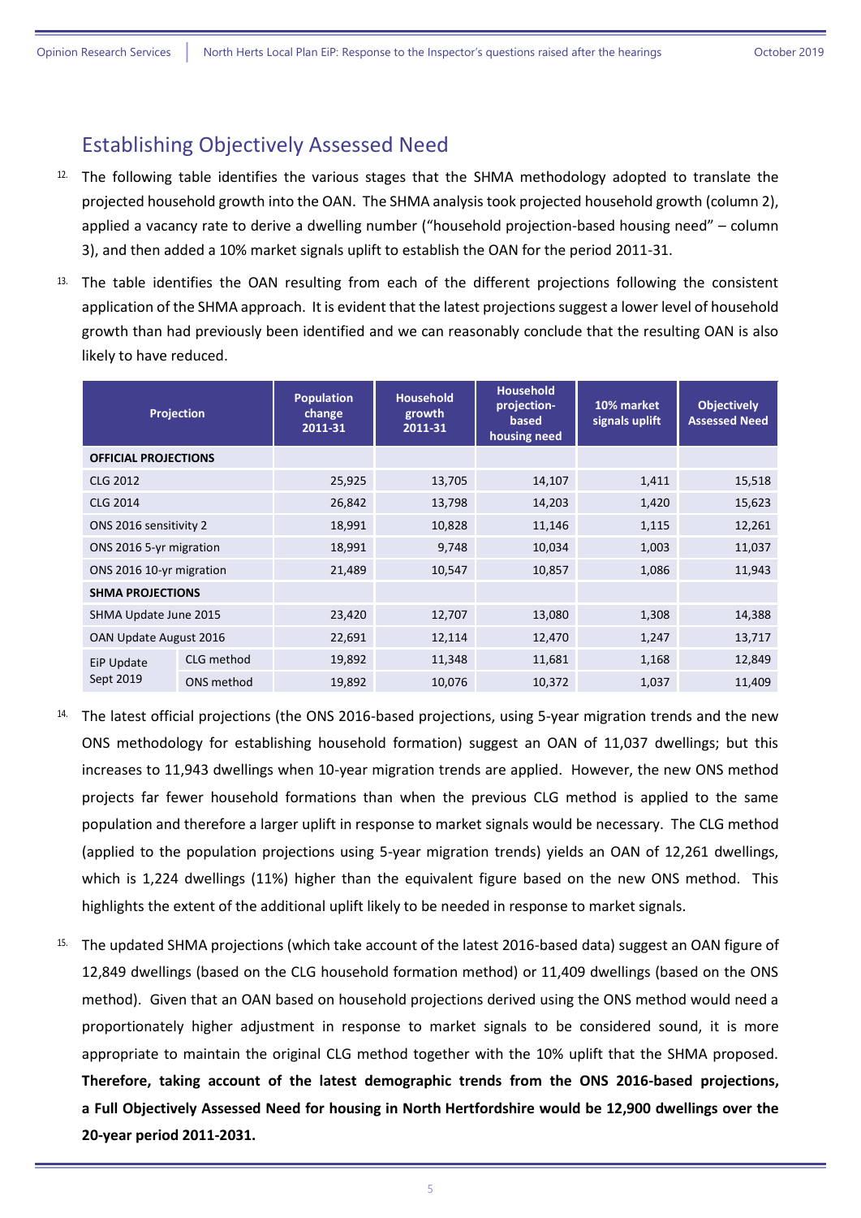## Establishing Objectively Assessed Need

12. The following table identifies the various stages that the SHMA methodology adopted to translate the projected household growth into the OAN. The SHMA analysis took projected household growth (column 2), applied a vacancy rate to derive a dwelling number ("household projection-based housing need" – column 3), and then added a 10% market signals uplift to establish the OAN for the period 2011-31.

13. The table identifies the OAN resulting from each of the different projections following the consistent application of the SHMA approach. It is evident that the latest projections suggest a lower level of household growth than had previously been identified and we can reasonably conclude that the resulting OAN is also likely to have reduced.

| Projection | | Population change 2011-31 | Household growth 2011-31 | Household projection-based housing need | 10% market signals uplift | Objectively Assessed Need |
|---|---|---|---|---|---|---|
| **OFFICIAL PROJECTIONS** | | | | | | |
| CLG 2012 | | 25,925 | 13,705 | 14,107 | 1,411 | 15,518 |
| CLG 2014 | | 26,842 | 13,798 | 14,203 | 1,420 | 15,623 |
| ONS 2016 sensitivity 2 | | 18,991 | 10,828 | 11,146 | 1,115 | 12,261 |
| ONS 2016 5-yr migration | | 18,991 | 9,748 | 10,034 | 1,003 | 11,037 |
| ONS 2016 10-yr migration | | 21,489 | 10,547 | 10,857 | 1,086 | 11,943 |
| **SHMA PROJECTIONS** | | | | | | |
| SHMA Update June 2015 | | 23,420 | 12,707 | 13,080 | 1,308 | 14,388 |
| OAN Update August 2016 | | 22,691 | 12,114 | 12,470 | 1,247 | 13,717 |
| EiP Update Sept 2019 | CLG method | 19,892 | 11,348 | 11,681 | 1,168 | 12,849 |
| | ONS method | 19,892 | 10,076 | 10,372 | 1,037 | 11,409 |

14. The latest official projections (the ONS 2016-based projections, using 5-year migration trends and the new ONS methodology for establishing household formation) suggest an OAN of 11,037 dwellings; but this increases to 11,943 dwellings when 10-year migration trends are applied. However, the new ONS method projects far fewer household formations than when the previous CLG method is applied to the same population and therefore a larger uplift in response to market signals would be necessary. The CLG method (applied to the population projections using 5-year migration trends) yields an OAN of 12,261 dwellings, which is 1,224 dwellings (11%) higher than the equivalent figure based on the new ONS method. This highlights the extent of the additional uplift likely to be needed in response to market signals.

15. The updated SHMA projections (which take account of the latest 2016-based data) suggest an OAN figure of 12,849 dwellings (based on the CLG household formation method) or 11,409 dwellings (based on the ONS method). Given that an OAN based on household projections derived using the ONS method would need a proportionately higher adjustment in response to market signals to be considered sound, it is more appropriate to maintain the original CLG method together with the 10% uplift that the SHMA proposed. **Therefore, taking account of the latest demographic trends from the ONS 2016-based projections, a Full Objectively Assessed Need for housing in North Hertfordshire would be 12,900 dwellings over the 20-year period 2011-2031.**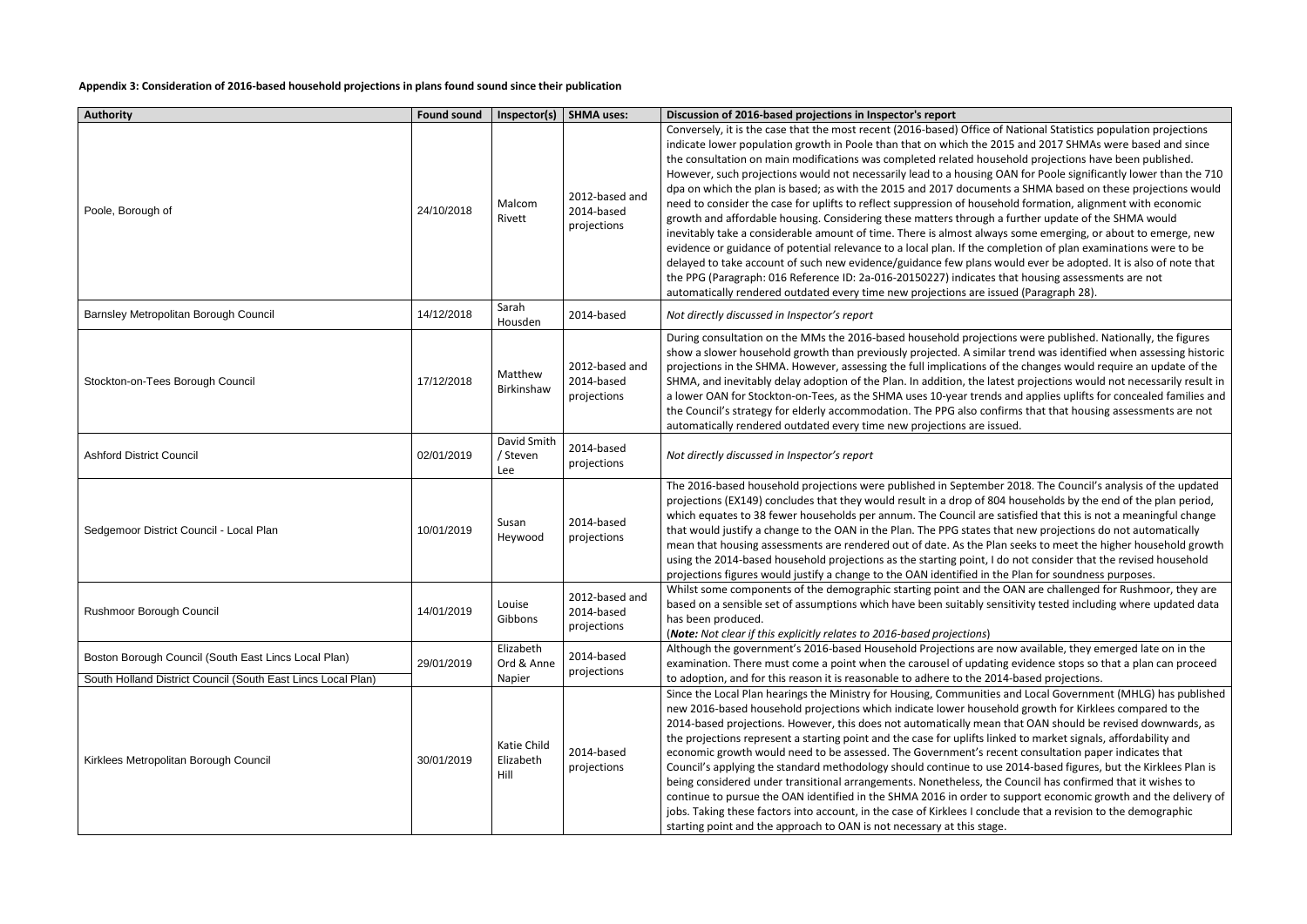**Appendix 3: Consideration of 2016-based household projections in plans found sound since their publication**

| Authority | Found sound | Inspector(s) | SHMA uses: | Discussion of 2016-based projections in Inspector's report |
|---|---|---|---|---|
| Poole, Borough of | 24/10/2018 | Malcom Rivett | 2012-based and 2014-based projections | Conversely, it is the case that the most recent (2016-based) Office of National Statistics population projections indicate lower population growth in Poole than that on which the 2015 and 2017 SHMAs were based and since the consultation on main modifications was completed related household projections have been published. However, such projections would not necessarily lead to a housing OAN for Poole significantly lower than the 710 dpa on which the plan is based; as with the 2015 and 2017 documents a SHMA based on these projections would need to consider the case for uplifts to reflect suppression of household formation, alignment with economic growth and affordable housing. Considering these matters through a further update of the SHMA would inevitably take a considerable amount of time. There is almost always some emerging, or about to emerge, new evidence or guidance of potential relevance to a local plan. If the completion of plan examinations were to be delayed to take account of such new evidence/guidance few plans would ever be adopted. It is also of note that the PPG (Paragraph: 016 Reference ID: 2a-016-20150227) indicates that housing assessments are not automatically rendered outdated every time new projections are issued (Paragraph 28). |
| Barnsley Metropolitan Borough Council | 14/12/2018 | Sarah Housden | 2014-based | *Not directly discussed in Inspector's report* |
| Stockton-on-Tees Borough Council | 17/12/2018 | Matthew Birkinshaw | 2012-based and 2014-based projections | During consultation on the MMs the 2016-based household projections were published. Nationally, the figures show a slower household growth than previously projected. A similar trend was identified when assessing historic projections in the SHMA. However, assessing the full implications of the changes would require an update of the SHMA, and inevitably delay adoption of the Plan. In addition, the latest projections would not necessarily result in a lower OAN for Stockton-on-Tees, as the SHMA uses 10-year trends and applies uplifts for concealed families and the Council's strategy for elderly accommodation. The PPG also confirms that that housing assessments are not automatically rendered outdated every time new projections are issued. |
| Ashford District Council | 02/01/2019 | David Smith / Steven Lee | 2014-based projections | *Not directly discussed in Inspector's report* |
| Sedgemoor District Council - Local Plan | 10/01/2019 | Susan Heywood | 2014-based projections | The 2016-based household projections were published in September 2018. The Council's analysis of the updated projections (EX149) concludes that they would result in a drop of 804 households by the end of the plan period, which equates to 38 fewer households per annum. The Council are satisfied that this is not a meaningful change that would justify a change to the OAN in the Plan. The PPG states that new projections do not automatically mean that housing assessments are rendered out of date. As the Plan seeks to meet the higher household growth using the 2014-based household projections as the starting point, I do not consider that the revised household projections figures would justify a change to the OAN identified in the Plan for soundness purposes. |
| Rushmoor Borough Council | 14/01/2019 | Louise Gibbons | 2012-based and 2014-based projections | Whilst some components of the demographic starting point and the OAN are challenged for Rushmoor, they are based on a sensible set of assumptions which have been suitably sensitivity tested including where updated data has been produced.<br>(***Note:** Not clear if this explicitly relates to 2016-based projections*) |
| Boston Borough Council (South East Lincs Local Plan)<br>South Holland District Council (South East Lincs Local Plan) | 29/01/2019 | Elizabeth Ord & Anne Napier | 2014-based projections | Although the government's 2016-based Household Projections are now available, they emerged late on in the examination. There must come a point when the carousel of updating evidence stops so that a plan can proceed to adoption, and for this reason it is reasonable to adhere to the 2014-based projections. |
| Kirklees Metropolitan Borough Council | 30/01/2019 | Katie Child Elizabeth Hill | 2014-based projections | Since the Local Plan hearings the Ministry for Housing, Communities and Local Government (MHLG) has published new 2016-based household projections which indicate lower household growth for Kirklees compared to the 2014-based projections. However, this does not automatically mean that OAN should be revised downwards, as the projections represent a starting point and the case for uplifts linked to market signals, affordability and economic growth would need to be assessed. The Government's recent consultation paper indicates that Council's applying the standard methodology should continue to use 2014-based figures, but the Kirklees Plan is being considered under transitional arrangements. Nonetheless, the Council has confirmed that it wishes to continue to pursue the OAN identified in the SHMA 2016 in order to support economic growth and the delivery of jobs. Taking these factors into account, in the case of Kirklees I conclude that a revision to the demographic starting point and the approach to OAN is not necessary at this stage. |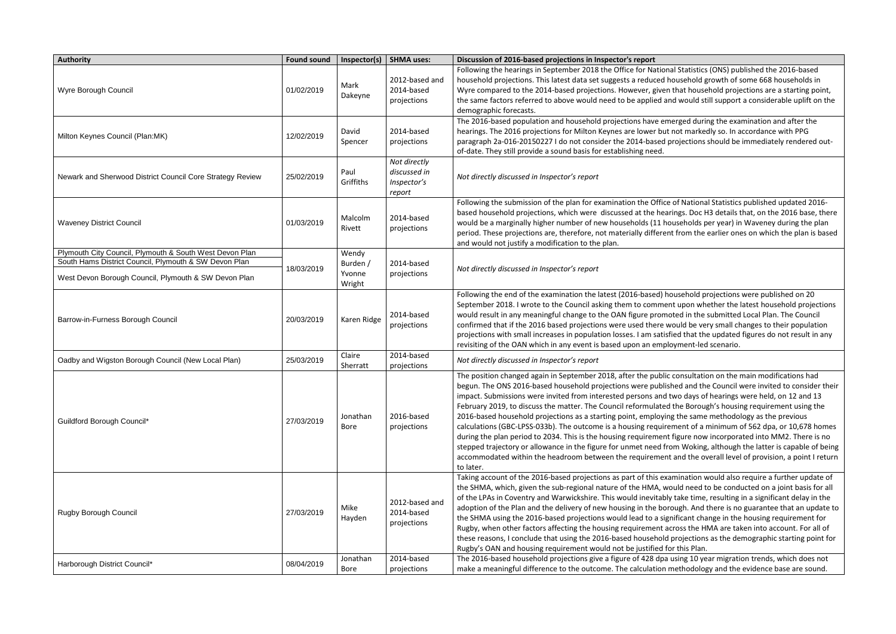| Authority | Found sound | Inspector(s) | SHMA uses: | Discussion of 2016-based projections in Inspector's report |
|---|---|---|---|---|
| Wyre Borough Council | 01/02/2019 | Mark Dakeyne | 2012-based and 2014-based projections | Following the hearings in September 2018 the Office for National Statistics (ONS) published the 2016-based household projections. This latest data set suggests a reduced household growth of some 668 households in Wyre compared to the 2014-based projections. However, given that household projections are a starting point, the same factors referred to above would need to be applied and would still support a considerable uplift on the demographic forecasts. |
| Milton Keynes Council (Plan:MK) | 12/02/2019 | David Spencer | 2014-based projections | The 2016-based population and household projections have emerged during the examination and after the hearings. The 2016 projections for Milton Keynes are lower but not markedly so. In accordance with PPG paragraph 2a-016-20150227 I do not consider the 2014-based projections should be immediately rendered out-of-date. They still provide a sound basis for establishing need. |
| Newark and Sherwood District Council Core Strategy Review | 25/02/2019 | Paul Griffiths | *Not directly discussed in Inspector's report* | *Not directly discussed in Inspector's report* |
| Waveney District Council | 01/03/2019 | Malcolm Rivett | 2014-based projections | Following the submission of the plan for examination the Office of National Statistics published updated 2016-based household projections, which were discussed at the hearings. Doc H3 details that, on the 2016 base, there would be a marginally higher number of new households (11 households per year) in Waveney during the plan period. These projections are, therefore, not materially different from the earlier ones on which the plan is based and would not justify a modification to the plan. |
| Plymouth City Council, Plymouth & South West Devon Plan<br>South Hams District Council, Plymouth & SW Devon Plan<br>West Devon Borough Council, Plymouth & SW Devon Plan | 18/03/2019 | Wendy Burden / Yvonne Wright | 2014-based projections | *Not directly discussed in Inspector's report* |
| Barrow-in-Furness Borough Council | 20/03/2019 | Karen Ridge | 2014-based projections | Following the end of the examination the latest (2016-based) household projections were published on 20 September 2018. I wrote to the Council asking them to comment upon whether the latest household projections would result in any meaningful change to the OAN figure promoted in the submitted Local Plan. The Council confirmed that if the 2016 based projections were used there would be very small changes to their population projections with small increases in population losses. I am satisfied that the updated figures do not result in any revisiting of the OAN which in any event is based upon an employment-led scenario. |
| Oadby and Wigston Borough Council (New Local Plan) | 25/03/2019 | Claire Sherratt | 2014-based projections | *Not directly discussed in Inspector's report* |
| Guildford Borough Council* | 27/03/2019 | Jonathan Bore | 2016-based projections | The position changed again in September 2018, after the public consultation on the main modifications had begun. The ONS 2016-based household projections were published and the Council were invited to consider their impact. Submissions were invited from interested persons and two days of hearings were held, on 12 and 13 February 2019, to discuss the matter. The Council reformulated the Borough's housing requirement using the 2016-based household projections as a starting point, employing the same methodology as the previous calculations (GBC-LPSS-033b). The outcome is a housing requirement of a minimum of 562 dpa, or 10,678 homes during the plan period to 2034. This is the housing requirement figure now incorporated into MM2. There is no stepped trajectory or allowance in the figure for unmet need from Woking, although the latter is capable of being accommodated within the headroom between the requirement and the overall level of provision, a point I return to later. |
| Rugby Borough Council | 27/03/2019 | Mike Hayden | 2012-based and 2014-based projections | Taking account of the 2016-based projections as part of this examination would also require a further update of the SHMA, which, given the sub-regional nature of the HMA, would need to be conducted on a joint basis for all of the LPAs in Coventry and Warwickshire. This would inevitably take time, resulting in a significant delay in the adoption of the Plan and the delivery of new housing in the borough. And there is no guarantee that an update to the SHMA using the 2016-based projections would lead to a significant change in the housing requirement for Rugby, when other factors affecting the housing requirement across the HMA are taken into account. For all of these reasons, I conclude that using the 2016-based household projections as the demographic starting point for Rugby's OAN and housing requirement would not be justified for this Plan. |
| Harborough District Council* | 08/04/2019 | Jonathan Bore | 2014-based projections | The 2016-based household projections give a figure of 428 dpa using 10 year migration trends, which does not make a meaningful difference to the outcome. The calculation methodology and the evidence base are sound. |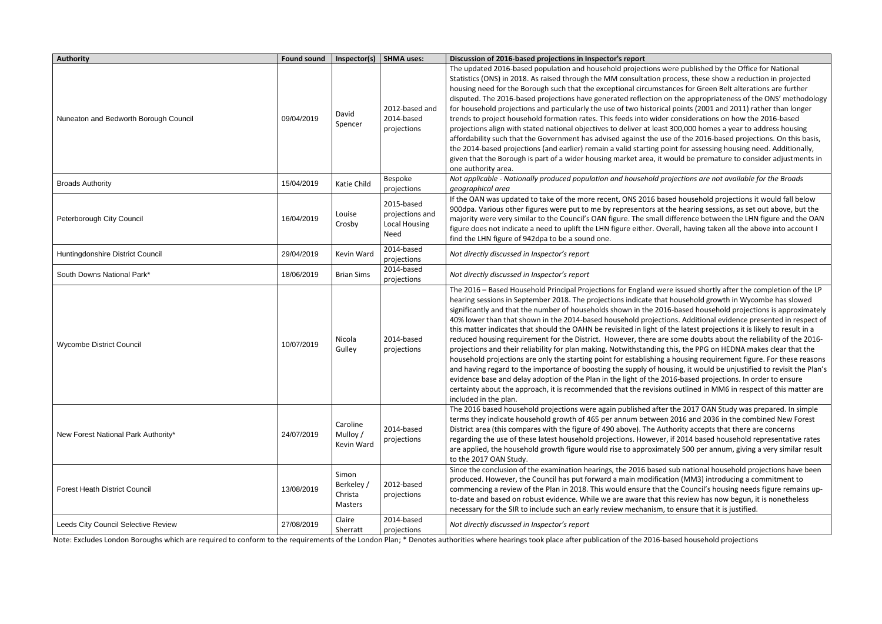| Authority | Found sound | Inspector(s) | SHMA uses: | Discussion of 2016-based projections in Inspector's report |
|---|---|---|---|---|
| Nuneaton and Bedworth Borough Council | 09/04/2019 | David Spencer | 2012-based and 2014-based projections | The updated 2016-based population and household projections were published by the Office for National Statistics (ONS) in 2018. As raised through the MM consultation process, these show a reduction in projected housing need for the Borough such that the exceptional circumstances for Green Belt alterations are further disputed. The 2016-based projections have generated reflection on the appropriateness of the ONS' methodology for household projections and particularly the use of two historical points (2001 and 2011) rather than longer trends to project household formation rates. This feeds into wider considerations on how the 2016-based projections align with stated national objectives to deliver at least 300,000 homes a year to address housing affordability such that the Government has advised against the use of the 2016-based projections. On this basis, the 2014-based projections (and earlier) remain a valid starting point for assessing housing need. Additionally, given that the Borough is part of a wider housing market area, it would be premature to consider adjustments in one authority area. |
| Broads Authority | 15/04/2019 | Katie Child | Bespoke projections | *Not applicable - Nationally produced population and household projections are not available for the Broads geographical area* |
| Peterborough City Council | 16/04/2019 | Louise Crosby | 2015-based projections and Local Housing Need | If the OAN was updated to take of the more recent, ONS 2016 based household projections it would fall below 900dpa. Various other figures were put to me by representors at the hearing sessions, as set out above, but the majority were very similar to the Council's OAN figure. The small difference between the LHN figure and the OAN figure does not indicate a need to uplift the LHN figure either. Overall, having taken all the above into account I find the LHN figure of 942dpa to be a sound one. |
| Huntingdonshire District Council | 29/04/2019 | Kevin Ward | 2014-based projections | *Not directly discussed in Inspector's report* |
| South Downs National Park* | 18/06/2019 | Brian Sims | 2014-based projections | *Not directly discussed in Inspector's report* |
| Wycombe District Council | 10/07/2019 | Nicola Gulley | 2014-based projections | The 2016 – Based Household Principal Projections for England were issued shortly after the completion of the LP hearing sessions in September 2018. The projections indicate that household growth in Wycombe has slowed significantly and that the number of households shown in the 2016-based household projections is approximately 40% lower than that shown in the 2014-based household projections. Additional evidence presented in respect of this matter indicates that should the OAHN be revisited in light of the latest projections it is likely to result in a reduced housing requirement for the District. However, there are some doubts about the reliability of the 2016-projections and their reliability for plan making. Notwithstanding this, the PPG on HEDNA makes clear that the household projections are only the starting point for establishing a housing requirement figure. For these reasons and having regard to the importance of boosting the supply of housing, it would be unjustified to revisit the Plan's evidence base and delay adoption of the Plan in the light of the 2016-based projections. In order to ensure certainty about the approach, it is recommended that the revisions outlined in MM6 in respect of this matter are included in the plan. |
| New Forest National Park Authority* | 24/07/2019 | Caroline Mulloy / Kevin Ward | 2014-based projections | The 2016 based household projections were again published after the 2017 OAN Study was prepared. In simple terms they indicate household growth of 465 per annum between 2016 and 2036 in the combined New Forest District area (this compares with the figure of 490 above). The Authority accepts that there are concerns regarding the use of these latest household projections. However, if 2014 based household representative rates are applied, the household growth figure would rise to approximately 500 per annum, giving a very similar result to the 2017 OAN Study. |
| Forest Heath District Council | 13/08/2019 | Simon Berkeley / Christa Masters | 2012-based projections | Since the conclusion of the examination hearings, the 2016 based sub national household projections have been produced. However, the Council has put forward a main modification (MM3) introducing a commitment to commencing a review of the Plan in 2018. This would ensure that the Council's housing needs figure remains up-to-date and based on robust evidence. While we are aware that this review has now begun, it is nonetheless necessary for the SIR to include such an early review mechanism, to ensure that it is justified. |
| Leeds City Council Selective Review | 27/08/2019 | Claire Sherratt | 2014-based projections | *Not directly discussed in Inspector's report* |

Note: Excludes London Boroughs which are required to conform to the requirements of the London Plan; * Denotes authorities where hearings took place after publication of the 2016-based household projections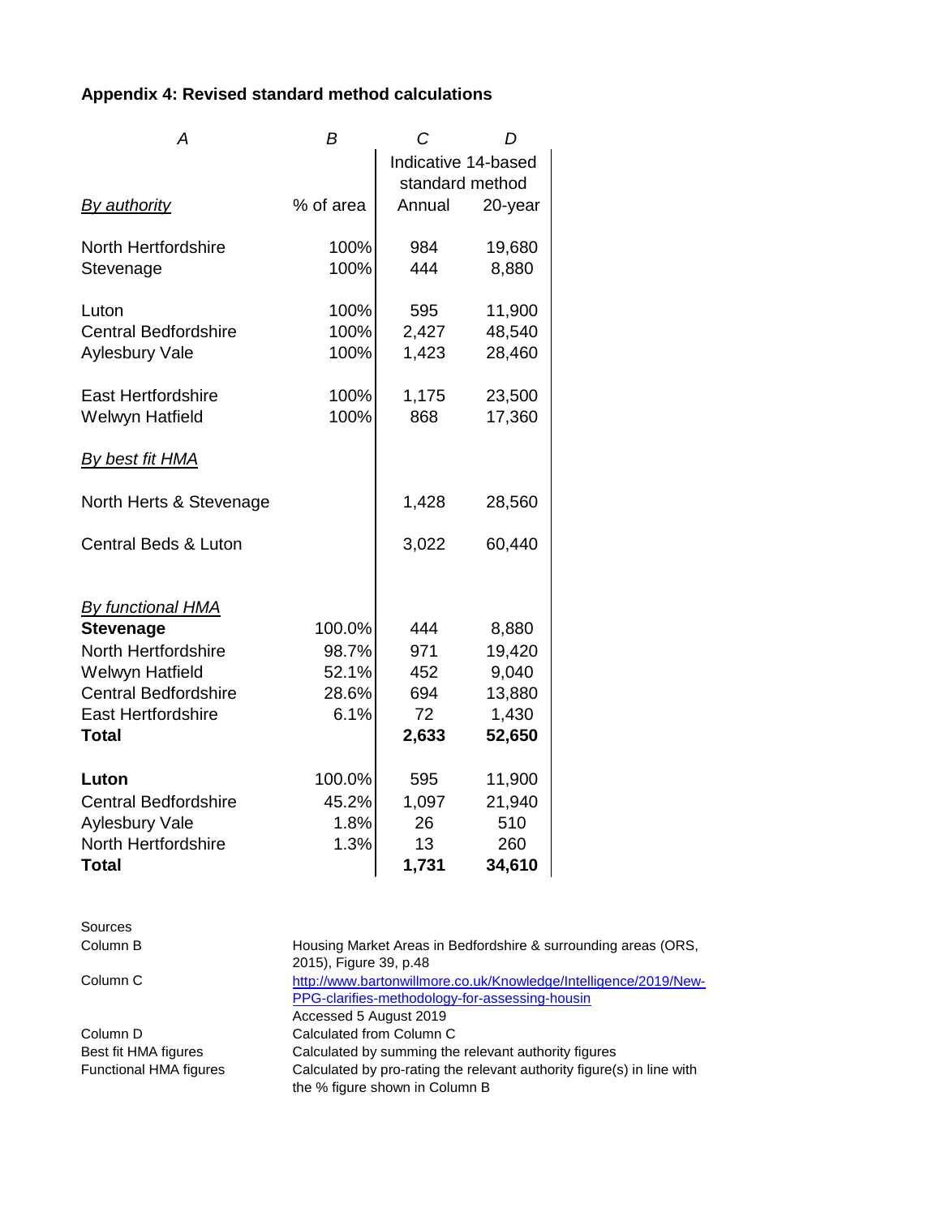**Appendix 4: Revised standard method calculations**

| *A* | *B* | *C* | *D* |
|---|---|---|---|
| | | Indicative 14-based standard method | |
| *By authority* | % of area | Annual | 20-year |
| North Hertfordshire | 100% | 984 | 19,680 |
| Stevenage | 100% | 444 | 8,880 |
| Luton | 100% | 595 | 11,900 |
| Central Bedfordshire | 100% | 2,427 | 48,540 |
| Aylesbury Vale | 100% | 1,423 | 28,460 |
| East Hertfordshire | 100% | 1,175 | 23,500 |
| Welwyn Hatfield | 100% | 868 | 17,360 |
| *By best fit HMA* | | | |
| North Herts & Stevenage | | 1,428 | 28,560 |
| Central Beds & Luton | | 3,022 | 60,440 |
| *By functional HMA* | | | |
| **Stevenage** | 100.0% | 444 | 8,880 |
| North Hertfordshire | 98.7% | 971 | 19,420 |
| Welwyn Hatfield | 52.1% | 452 | 9,040 |
| Central Bedfordshire | 28.6% | 694 | 13,880 |
| East Hertfordshire | 6.1% | 72 | 1,430 |
| **Total** | | **2,633** | **52,650** |
| **Luton** | 100.0% | 595 | 11,900 |
| Central Bedfordshire | 45.2% | 1,097 | 21,940 |
| Aylesbury Vale | 1.8% | 26 | 510 |
| North Hertfordshire | 1.3% | 13 | 260 |
| **Total** | | **1,731** | **34,610** |

Sources

| | |
|---|---|
| Column B | Housing Market Areas in Bedfordshire & surrounding areas (ORS, 2015), Figure 39, p.48 |
| Column C | http://www.bartonwillmore.co.uk/Knowledge/Intelligence/2019/New-PPG-clarifies-methodology-for-assessing-housin Accessed 5 August 2019 |
| Column D | Calculated from Column C |
| Best fit HMA figures | Calculated by summing the relevant authority figures |
| Functional HMA figures | Calculated by pro-rating the relevant authority figure(s) in line with the % figure shown in Column B |